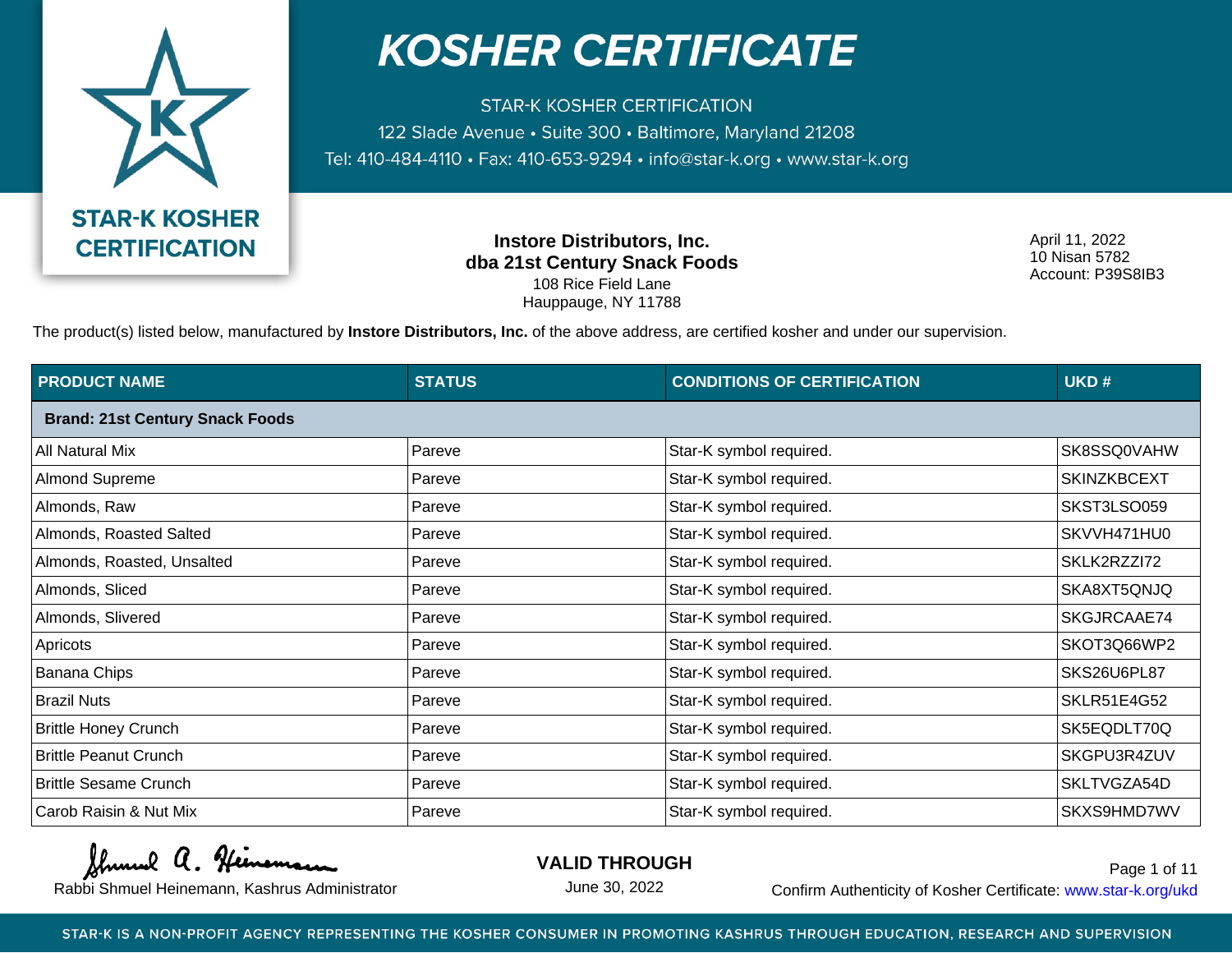# KOSHER CERTIFICATE

STAR-K KOSHER CERTIFICATION
122 Slade Avenue • Suite 300 • Baltimore, Maryland 21208
Tel: 410-484-4110 • Fax: 410-653-9294 • info@star-k.org • www.star-k.org

STAR-K KOSHER CERTIFICATION

**Instore Distributors, Inc.**
**dba 21st Century Snack Foods**
108 Rice Field Lane
Hauppauge, NY 11788

April 11, 2022
10 Nisan 5782
Account: P39S8IB3

The product(s) listed below, manufactured by **Instore Distributors, Inc.** of the above address, are certified kosher and under our supervision.

| PRODUCT NAME | STATUS | CONDITIONS OF CERTIFICATION | UKD # |
|---|---|---|---|
| **Brand: 21st Century Snack Foods** | | | |
| All Natural Mix | Pareve | Star-K symbol required. | SK8SSQ0VAHW |
| Almond Supreme | Pareve | Star-K symbol required. | SKINZKBCEXT |
| Almonds, Raw | Pareve | Star-K symbol required. | SKST3LSO059 |
| Almonds, Roasted Salted | Pareve | Star-K symbol required. | SKVVH471HU0 |
| Almonds, Roasted, Unsalted | Pareve | Star-K symbol required. | SKLK2RZZI72 |
| Almonds, Sliced | Pareve | Star-K symbol required. | SKA8XT5QNJQ |
| Almonds, Slivered | Pareve | Star-K symbol required. | SKGJRCAAE74 |
| Apricots | Pareve | Star-K symbol required. | SKOT3Q66WP2 |
| Banana Chips | Pareve | Star-K symbol required. | SKS26U6PL87 |
| Brazil Nuts | Pareve | Star-K symbol required. | SKLR51E4G52 |
| Brittle Honey Crunch | Pareve | Star-K symbol required. | SK5EQDLT70Q |
| Brittle Peanut Crunch | Pareve | Star-K symbol required. | SKGPU3R4ZUV |
| Brittle Sesame Crunch | Pareve | Star-K symbol required. | SKLTVGZA54D |
| Carob Raisin & Nut Mix | Pareve | Star-K symbol required. | SKXS9HMD7WV |

Shmuel A. Heinemann
Rabbi Shmuel Heinemann, Kashrus Administrator

**VALID THROUGH**
June 30, 2022

Confirm Authenticity of Kosher Certificate: www.star-k.org/ukd

STAR-K IS A NON-PROFIT AGENCY REPRESENTING THE KOSHER CONSUMER IN PROMOTING KASHRUS THROUGH EDUCATION, RESEARCH AND SUPERVISION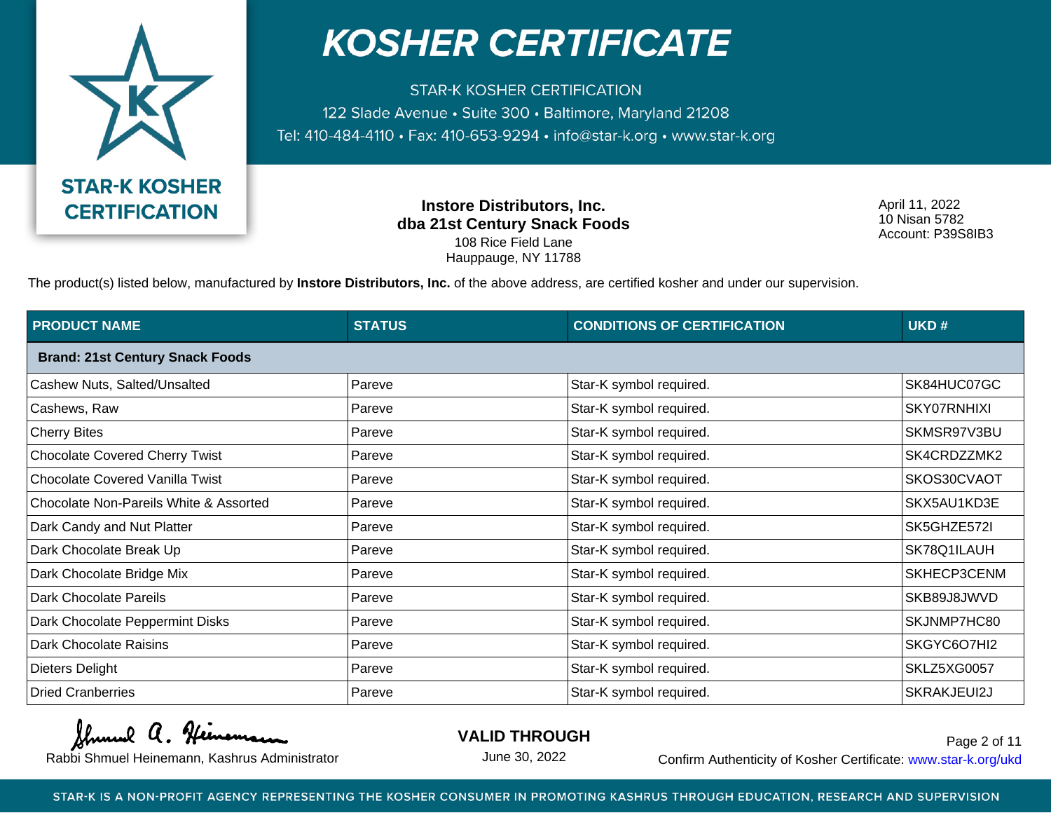# KOSHER CERTIFICATE

STAR-K KOSHER CERTIFICATION
122 Slade Avenue • Suite 300 • Baltimore, Maryland 21208
Tel: 410-484-4110 • Fax: 410-653-9294 • info@star-k.org • www.star-k.org

STAR-K KOSHER CERTIFICATION

**Instore Distributors, Inc.**
**dba 21st Century Snack Foods**
108 Rice Field Lane
Hauppauge, NY 11788

April 11, 2022
10 Nisan 5782
Account: P39S8IB3

The product(s) listed below, manufactured by **Instore Distributors, Inc.** of the above address, are certified kosher and under our supervision.

| PRODUCT NAME | STATUS | CONDITIONS OF CERTIFICATION | UKD # |
|---|---|---|---|
| **Brand: 21st Century Snack Foods** | | | |
| Cashew Nuts, Salted/Unsalted | Pareve | Star-K symbol required. | SK84HUC07GC |
| Cashews, Raw | Pareve | Star-K symbol required. | SKY07RNHIXI |
| Cherry Bites | Pareve | Star-K symbol required. | SKMSR97V3BU |
| Chocolate Covered Cherry Twist | Pareve | Star-K symbol required. | SK4CRDZZMK2 |
| Chocolate Covered Vanilla Twist | Pareve | Star-K symbol required. | SKOS30CVAOT |
| Chocolate Non-Pareils White & Assorted | Pareve | Star-K symbol required. | SKX5AU1KD3E |
| Dark Candy and Nut Platter | Pareve | Star-K symbol required. | SK5GHZE572I |
| Dark Chocolate Break Up | Pareve | Star-K symbol required. | SK78Q1ILAUH |
| Dark Chocolate Bridge Mix | Pareve | Star-K symbol required. | SKHECP3CENM |
| Dark Chocolate Pareils | Pareve | Star-K symbol required. | SKB89J8JWVD |
| Dark Chocolate Peppermint Disks | Pareve | Star-K symbol required. | SKJNMP7HC80 |
| Dark Chocolate Raisins | Pareve | Star-K symbol required. | SKGYC6O7HI2 |
| Dieters Delight | Pareve | Star-K symbol required. | SKLZ5XG0057 |
| Dried Cranberries | Pareve | Star-K symbol required. | SKRAKJEUI2J |

Rabbi Shmuel Heinemann, Kashrus Administrator

**VALID THROUGH**
June 30, 2022

Confirm Authenticity of Kosher Certificate: www.star-k.org/ukd

STAR-K IS A NON-PROFIT AGENCY REPRESENTING THE KOSHER CONSUMER IN PROMOTING KASHRUS THROUGH EDUCATION, RESEARCH AND SUPERVISION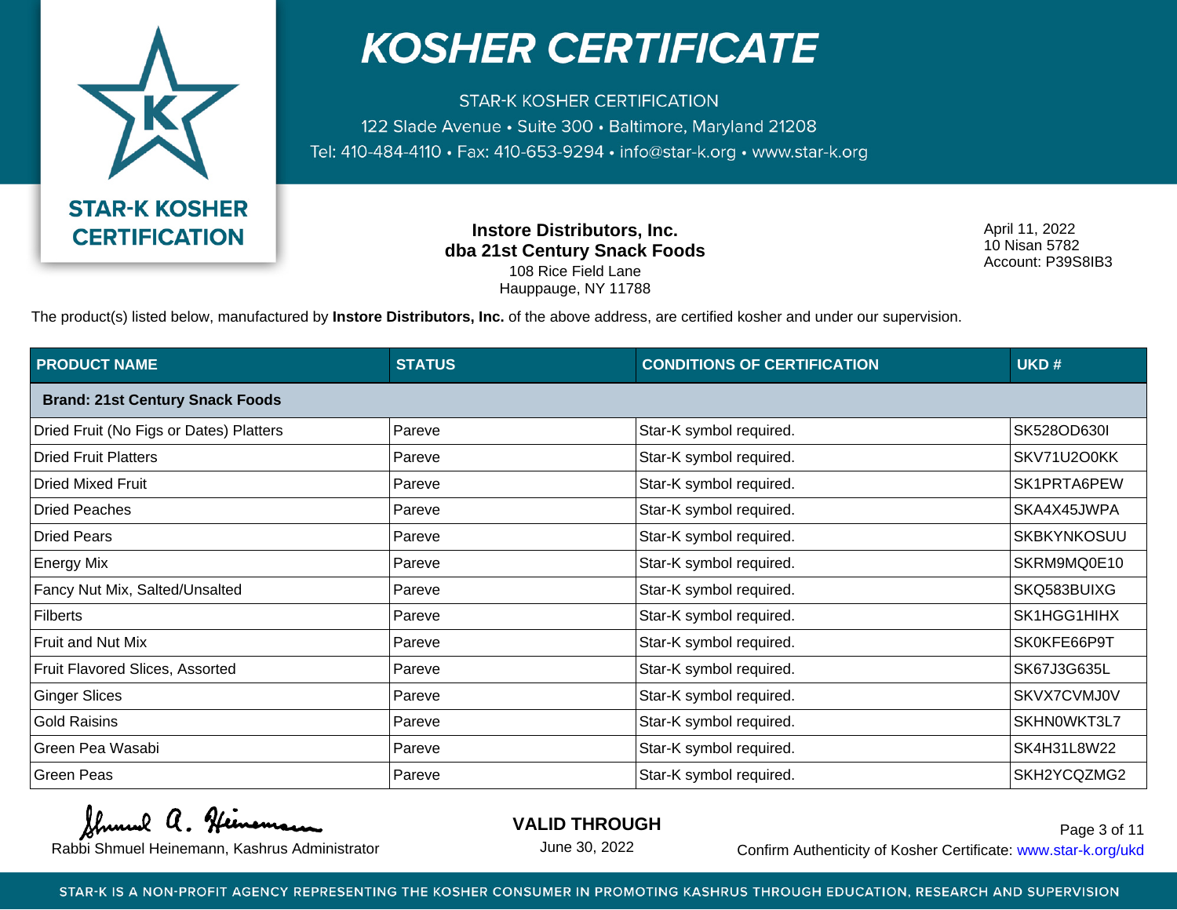# KOSHER CERTIFICATE

STAR-K KOSHER CERTIFICATION
122 Slade Avenue • Suite 300 • Baltimore, Maryland 21208
Tel: 410-484-4110 • Fax: 410-653-9294 • info@star-k.org • www.star-k.org

STAR-K KOSHER CERTIFICATION

**Instore Distributors, Inc.**
**dba 21st Century Snack Foods**
108 Rice Field Lane
Hauppauge, NY 11788

April 11, 2022
10 Nisan 5782
Account: P39S8IB3

The product(s) listed below, manufactured by **Instore Distributors, Inc.** of the above address, are certified kosher and under our supervision.

| PRODUCT NAME | STATUS | CONDITIONS OF CERTIFICATION | UKD # |
|---|---|---|---|
| **Brand: 21st Century Snack Foods** | | | |
| Dried Fruit (No Figs or Dates) Platters | Pareve | Star-K symbol required. | SK528OD630I |
| Dried Fruit Platters | Pareve | Star-K symbol required. | SKV71U2O0KK |
| Dried Mixed Fruit | Pareve | Star-K symbol required. | SK1PRTA6PEW |
| Dried Peaches | Pareve | Star-K symbol required. | SKA4X45JWPA |
| Dried Pears | Pareve | Star-K symbol required. | SKBKYNKOSUU |
| Energy Mix | Pareve | Star-K symbol required. | SKRM9MQ0E10 |
| Fancy Nut Mix, Salted/Unsalted | Pareve | Star-K symbol required. | SKQ583BUIXG |
| Filberts | Pareve | Star-K symbol required. | SK1HGG1HIHX |
| Fruit and Nut Mix | Pareve | Star-K symbol required. | SK0KFE66P9T |
| Fruit Flavored Slices, Assorted | Pareve | Star-K symbol required. | SK67J3G635L |
| Ginger Slices | Pareve | Star-K symbol required. | SKVX7CVMJ0V |
| Gold Raisins | Pareve | Star-K symbol required. | SKHN0WKT3L7 |
| Green Pea Wasabi | Pareve | Star-K symbol required. | SK4H31L8W22 |
| Green Peas | Pareve | Star-K symbol required. | SKH2YCQZMG2 |

Rabbi Shmuel Heinemann, Kashrus Administrator

**VALID THROUGH**
June 30, 2022

Confirm Authenticity of Kosher Certificate: www.star-k.org/ukd

STAR-K IS A NON-PROFIT AGENCY REPRESENTING THE KOSHER CONSUMER IN PROMOTING KASHRUS THROUGH EDUCATION, RESEARCH AND SUPERVISION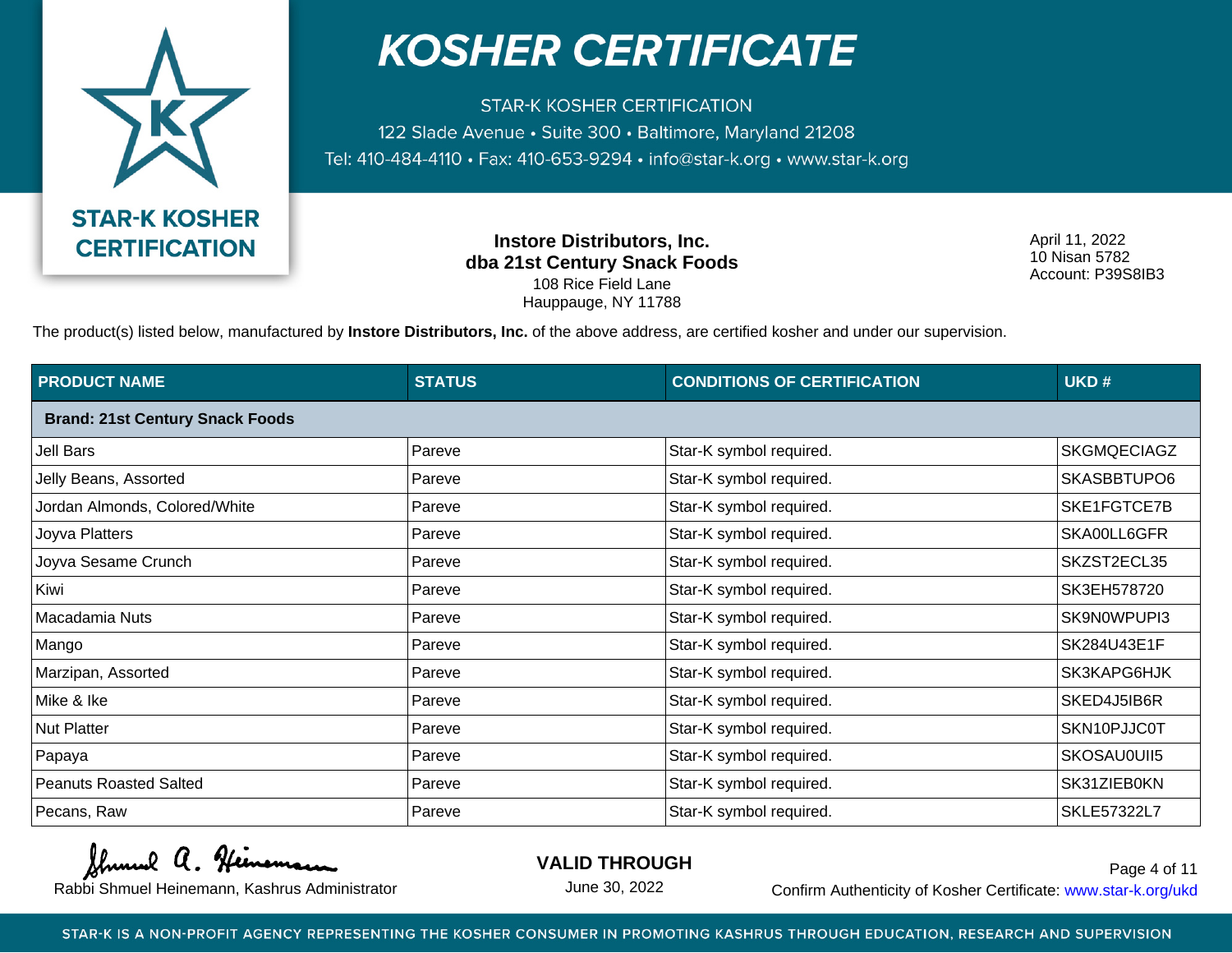# KOSHER CERTIFICATE

STAR-K KOSHER CERTIFICATION
122 Slade Avenue • Suite 300 • Baltimore, Maryland 21208
Tel: 410-484-4110 • Fax: 410-653-9294 • info@star-k.org • www.star-k.org

STAR-K KOSHER CERTIFICATION

**Instore Distributors, Inc.**
**dba 21st Century Snack Foods**
108 Rice Field Lane
Hauppauge, NY 11788

April 11, 2022
10 Nisan 5782
Account: P39S8IB3

The product(s) listed below, manufactured by **Instore Distributors, Inc.** of the above address, are certified kosher and under our supervision.

| PRODUCT NAME | STATUS | CONDITIONS OF CERTIFICATION | UKD # |
|---|---|---|---|
| **Brand: 21st Century Snack Foods** | | | |
| Jell Bars | Pareve | Star-K symbol required. | SKGMQECIAGZ |
| Jelly Beans, Assorted | Pareve | Star-K symbol required. | SKASBBTUPO6 |
| Jordan Almonds, Colored/White | Pareve | Star-K symbol required. | SKE1FGTCE7B |
| Joyva Platters | Pareve | Star-K symbol required. | SKA00LL6GFR |
| Joyva Sesame Crunch | Pareve | Star-K symbol required. | SKZST2ECL35 |
| Kiwi | Pareve | Star-K symbol required. | SK3EH578720 |
| Macadamia Nuts | Pareve | Star-K symbol required. | SK9N0WPUPI3 |
| Mango | Pareve | Star-K symbol required. | SK284U43E1F |
| Marzipan, Assorted | Pareve | Star-K symbol required. | SK3KAPG6HJK |
| Mike & Ike | Pareve | Star-K symbol required. | SKED4J5IB6R |
| Nut Platter | Pareve | Star-K symbol required. | SKN10PJJC0T |
| Papaya | Pareve | Star-K symbol required. | SKOSAU0UII5 |
| Peanuts Roasted Salted | Pareve | Star-K symbol required. | SK31ZIEB0KN |
| Pecans, Raw | Pareve | Star-K symbol required. | SKLE57322L7 |

Rabbi Shmuel Heinemann, Kashrus Administrator

**VALID THROUGH**
June 30, 2022

Confirm Authenticity of Kosher Certificate: www.star-k.org/ukd

STAR-K IS A NON-PROFIT AGENCY REPRESENTING THE KOSHER CONSUMER IN PROMOTING KASHRUS THROUGH EDUCATION, RESEARCH AND SUPERVISION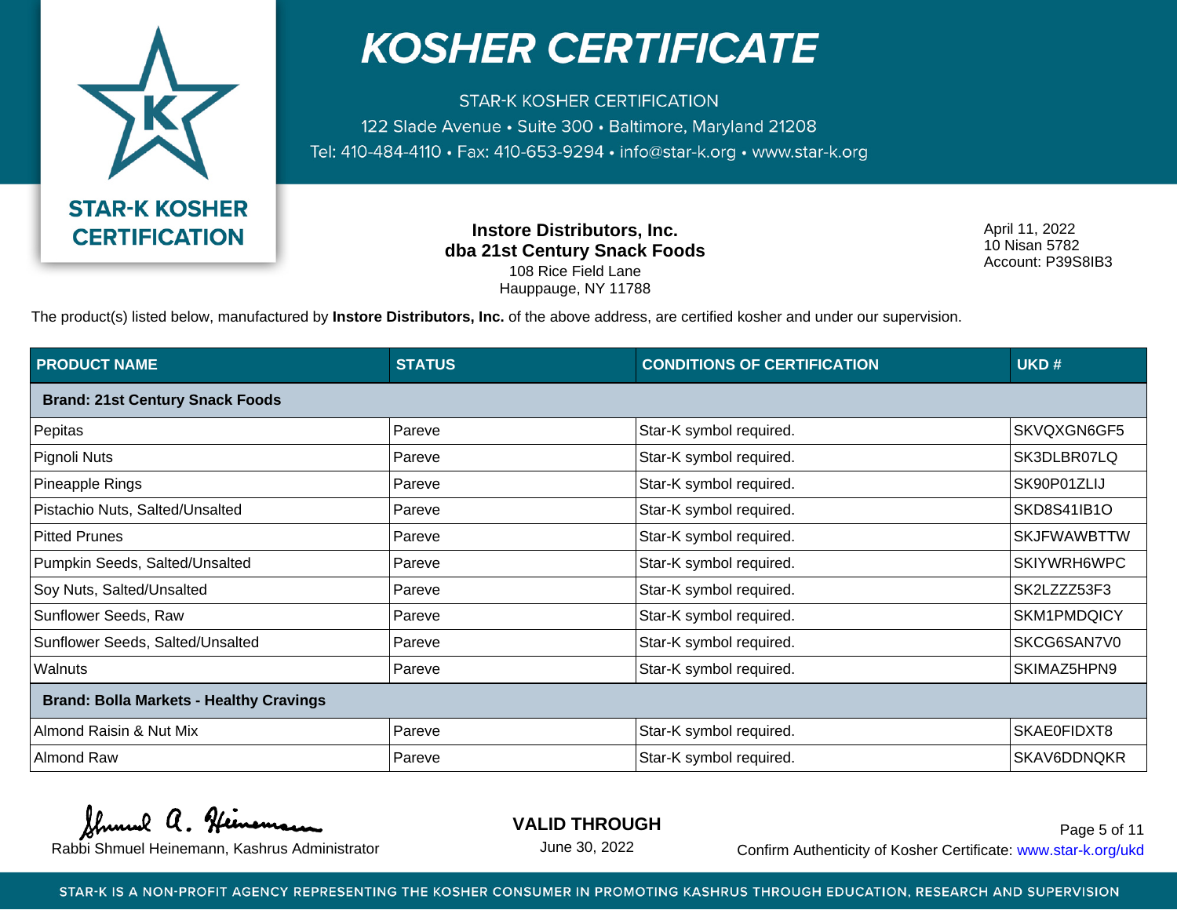# KOSHER CERTIFICATE

STAR-K KOSHER CERTIFICATION
122 Slade Avenue • Suite 300 • Baltimore, Maryland 21208
Tel: 410-484-4110 • Fax: 410-653-9294 • info@star-k.org • www.star-k.org

STAR-K KOSHER CERTIFICATION

**Instore Distributors, Inc.**
**dba 21st Century Snack Foods**
108 Rice Field Lane
Hauppauge, NY 11788

April 11, 2022
10 Nisan 5782
Account: P39S8IB3

The product(s) listed below, manufactured by **Instore Distributors, Inc.** of the above address, are certified kosher and under our supervision.

| PRODUCT NAME | STATUS | CONDITIONS OF CERTIFICATION | UKD # |
|---|---|---|---|
| **Brand: 21st Century Snack Foods** | | | |
| Pepitas | Pareve | Star-K symbol required. | SKVQXGN6GF5 |
| Pignoli Nuts | Pareve | Star-K symbol required. | SK3DLBR07LQ |
| Pineapple Rings | Pareve | Star-K symbol required. | SK90P01ZLIJ |
| Pistachio Nuts, Salted/Unsalted | Pareve | Star-K symbol required. | SKD8S41IB1O |
| Pitted Prunes | Pareve | Star-K symbol required. | SKJFWAWBTTW |
| Pumpkin Seeds, Salted/Unsalted | Pareve | Star-K symbol required. | SKIYWRH6WPC |
| Soy Nuts, Salted/Unsalted | Pareve | Star-K symbol required. | SK2LZZZ53F3 |
| Sunflower Seeds, Raw | Pareve | Star-K symbol required. | SKM1PMDQICY |
| Sunflower Seeds, Salted/Unsalted | Pareve | Star-K symbol required. | SKCG6SAN7V0 |
| Walnuts | Pareve | Star-K symbol required. | SKIMAZ5HPN9 |
| **Brand: Bolla Markets - Healthy Cravings** | | | |
| Almond Raisin & Nut Mix | Pareve | Star-K symbol required. | SKAE0FIDXT8 |
| Almond Raw | Pareve | Star-K symbol required. | SKAV6DDNQKR |

Rabbi Shmuel Heinemann, Kashrus Administrator

**VALID THROUGH**
June 30, 2022

Confirm Authenticity of Kosher Certificate: www.star-k.org/ukd

STAR-K IS A NON-PROFIT AGENCY REPRESENTING THE KOSHER CONSUMER IN PROMOTING KASHRUS THROUGH EDUCATION, RESEARCH AND SUPERVISION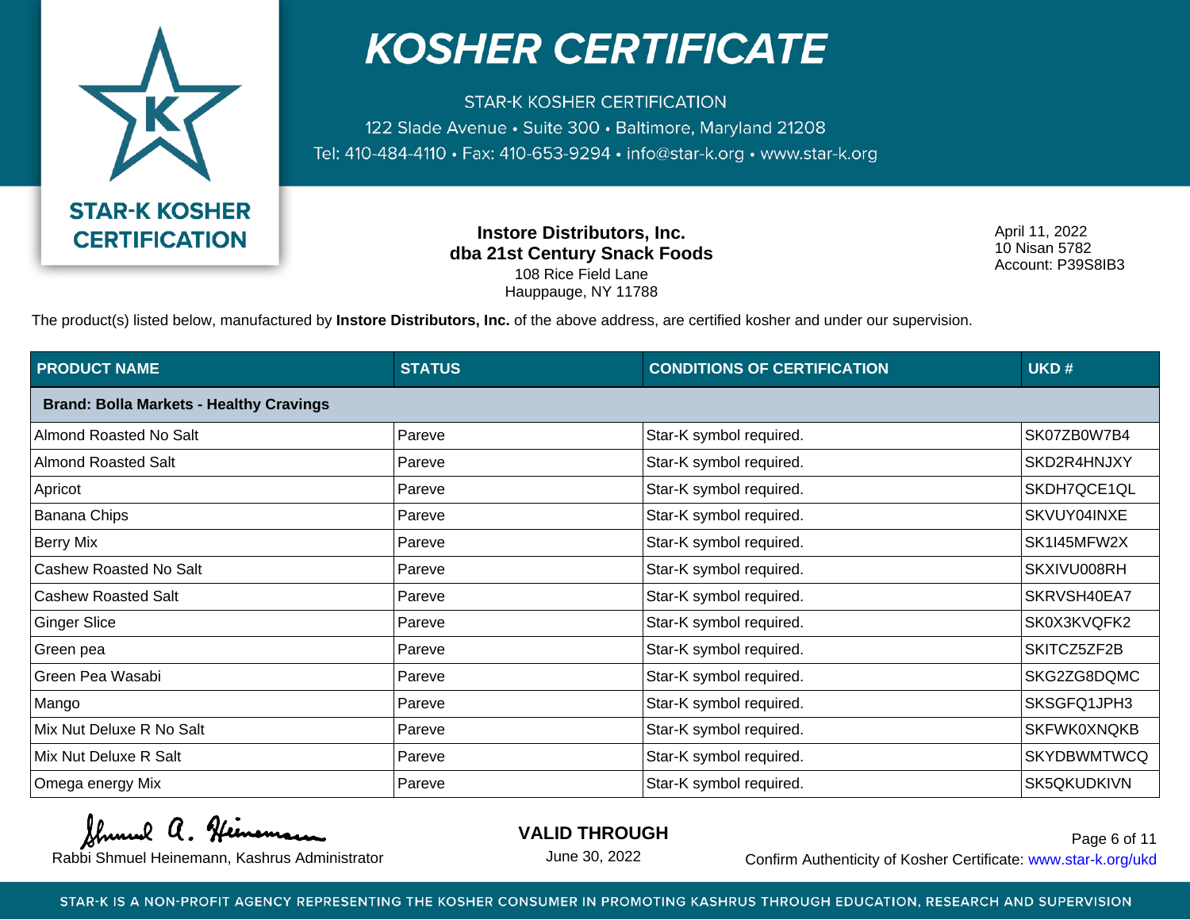# KOSHER CERTIFICATE

STAR-K KOSHER CERTIFICATION
122 Slade Avenue • Suite 300 • Baltimore, Maryland 21208
Tel: 410-484-4110 • Fax: 410-653-9294 • info@star-k.org • www.star-k.org

STAR-K KOSHER CERTIFICATION

**Instore Distributors, Inc.**
**dba 21st Century Snack Foods**
108 Rice Field Lane
Hauppauge, NY 11788

April 11, 2022
10 Nisan 5782
Account: P39S8IB3

The product(s) listed below, manufactured by **Instore Distributors, Inc.** of the above address, are certified kosher and under our supervision.

| PRODUCT NAME | STATUS | CONDITIONS OF CERTIFICATION | UKD # |
|---|---|---|---|
| **Brand: Bolla Markets - Healthy Cravings** | | | |
| Almond Roasted No Salt | Pareve | Star-K symbol required. | SK07ZB0W7B4 |
| Almond Roasted Salt | Pareve | Star-K symbol required. | SKD2R4HNJXY |
| Apricot | Pareve | Star-K symbol required. | SKDH7QCE1QL |
| Banana Chips | Pareve | Star-K symbol required. | SKVUY04INXE |
| Berry Mix | Pareve | Star-K symbol required. | SK1I45MFW2X |
| Cashew Roasted No Salt | Pareve | Star-K symbol required. | SKXIVU008RH |
| Cashew Roasted Salt | Pareve | Star-K symbol required. | SKRVSH40EA7 |
| Ginger Slice | Pareve | Star-K symbol required. | SK0X3KVQFK2 |
| Green pea | Pareve | Star-K symbol required. | SKITCZ5ZF2B |
| Green Pea Wasabi | Pareve | Star-K symbol required. | SKG2ZG8DQMC |
| Mango | Pareve | Star-K symbol required. | SKSGFQ1JPH3 |
| Mix Nut Deluxe R No Salt | Pareve | Star-K symbol required. | SKFWK0XNQKB |
| Mix Nut Deluxe R Salt | Pareve | Star-K symbol required. | SKYDBWMTWCQ |
| Omega energy Mix | Pareve | Star-K symbol required. | SK5QKUDKIVN |

Shmuel A. Heinemann
Rabbi Shmuel Heinemann, Kashrus Administrator

**VALID THROUGH**
June 30, 2022

Confirm Authenticity of Kosher Certificate: www.star-k.org/ukd

STAR-K IS A NON-PROFIT AGENCY REPRESENTING THE KOSHER CONSUMER IN PROMOTING KASHRUS THROUGH EDUCATION, RESEARCH AND SUPERVISION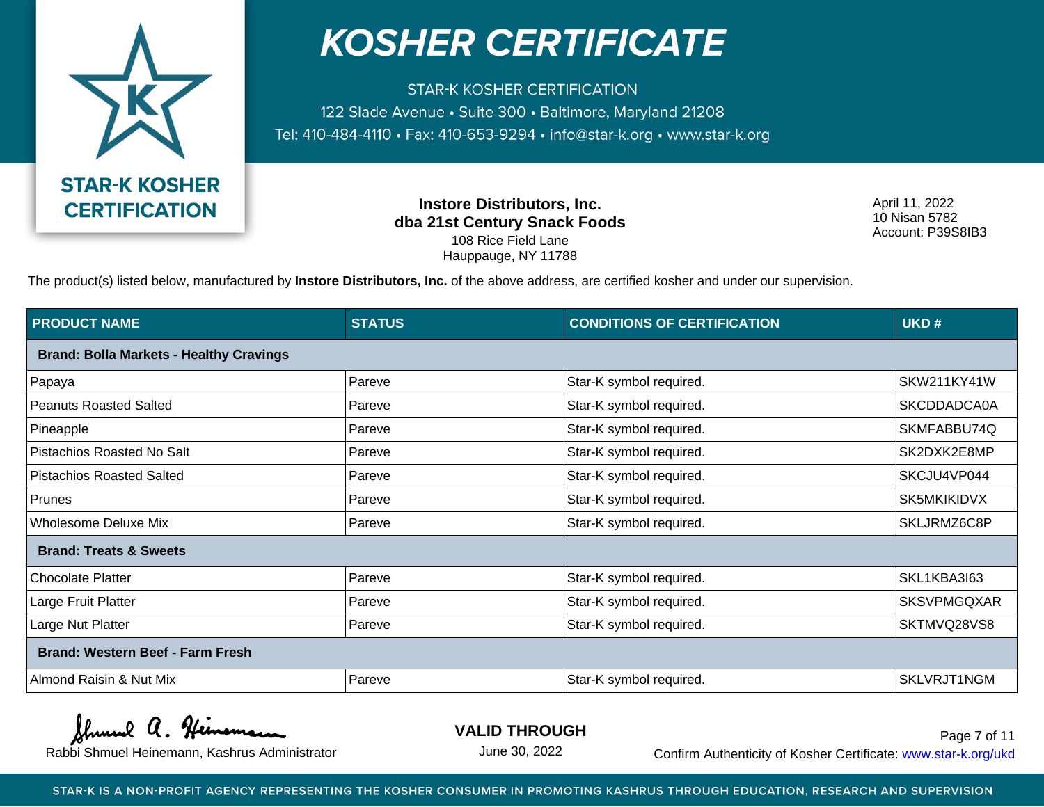# KOSHER CERTIFICATE

STAR-K KOSHER CERTIFICATION
122 Slade Avenue • Suite 300 • Baltimore, Maryland 21208
Tel: 410-484-4110 • Fax: 410-653-9294 • info@star-k.org • www.star-k.org

STAR-K KOSHER CERTIFICATION

**Instore Distributors, Inc.**
**dba 21st Century Snack Foods**
108 Rice Field Lane
Hauppauge, NY 11788

April 11, 2022
10 Nisan 5782
Account: P39S8IB3

The product(s) listed below, manufactured by **Instore Distributors, Inc.** of the above address, are certified kosher and under our supervision.

| PRODUCT NAME | STATUS | CONDITIONS OF CERTIFICATION | UKD # |
|---|---|---|---|
| **Brand: Bolla Markets - Healthy Cravings** | | | |
| Papaya | Pareve | Star-K symbol required. | SKW211KY41W |
| Peanuts Roasted Salted | Pareve | Star-K symbol required. | SKCDDADCA0A |
| Pineapple | Pareve | Star-K symbol required. | SKMFABBU74Q |
| Pistachios Roasted No Salt | Pareve | Star-K symbol required. | SK2DXK2E8MP |
| Pistachios Roasted Salted | Pareve | Star-K symbol required. | SKCJU4VP044 |
| Prunes | Pareve | Star-K symbol required. | SK5MKIKIDVX |
| Wholesome Deluxe Mix | Pareve | Star-K symbol required. | SKLJRMZ6C8P |
| **Brand: Treats & Sweets** | | | |
| Chocolate Platter | Pareve | Star-K symbol required. | SKL1KBA3I63 |
| Large Fruit Platter | Pareve | Star-K symbol required. | SKSVPMGQXAR |
| Large Nut Platter | Pareve | Star-K symbol required. | SKTMVQ28VS8 |
| **Brand: Western Beef - Farm Fresh** | | | |
| Almond Raisin & Nut Mix | Pareve | Star-K symbol required. | SKLVRJT1NGM |

Shmuel A. Heinemann
Rabbi Shmuel Heinemann, Kashrus Administrator

**VALID THROUGH**
June 30, 2022

Confirm Authenticity of Kosher Certificate: www.star-k.org/ukd

STAR-K IS A NON-PROFIT AGENCY REPRESENTING THE KOSHER CONSUMER IN PROMOTING KASHRUS THROUGH EDUCATION, RESEARCH AND SUPERVISION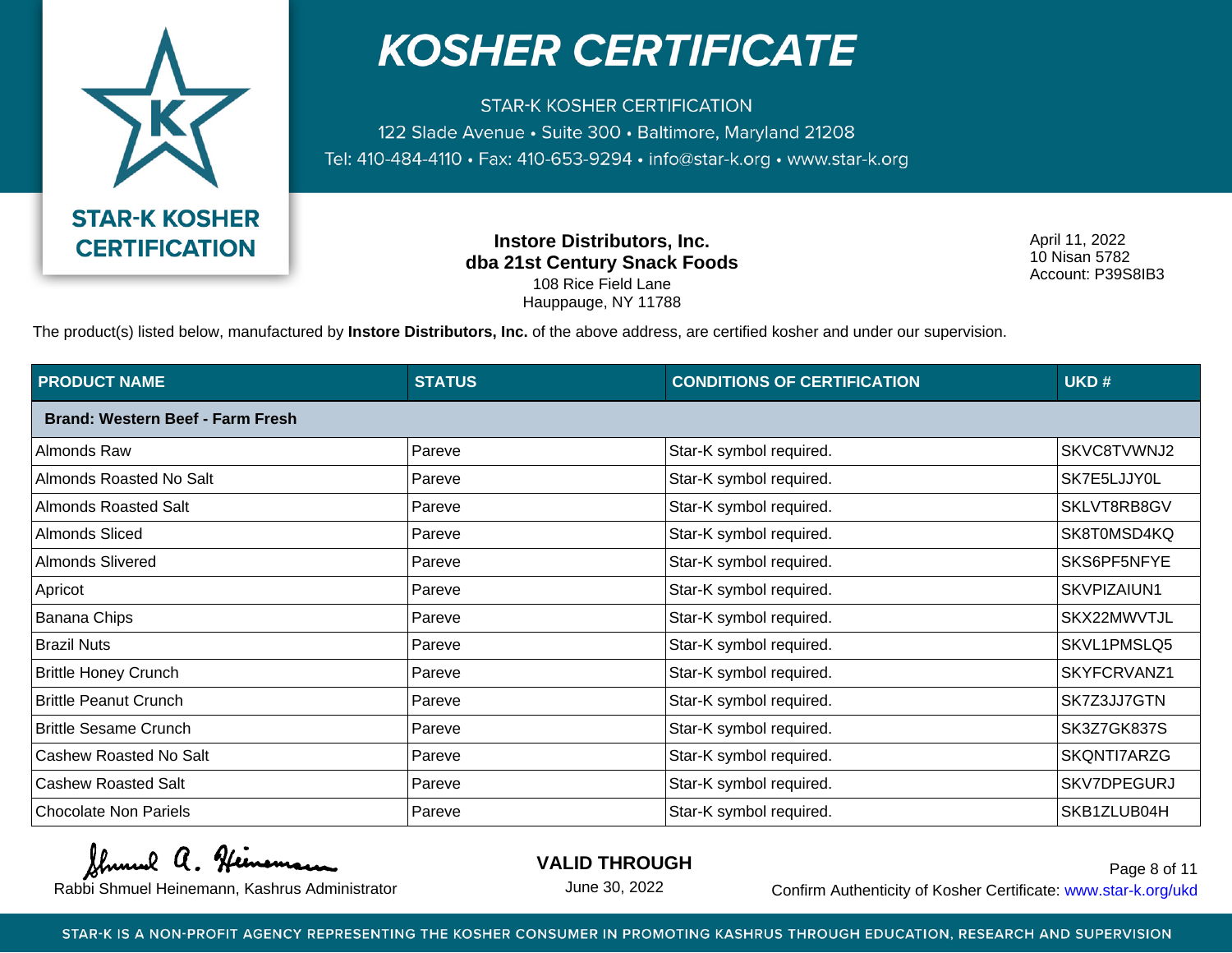# KOSHER CERTIFICATE

STAR-K KOSHER CERTIFICATION
122 Slade Avenue • Suite 300 • Baltimore, Maryland 21208
Tel: 410-484-4110 • Fax: 410-653-9294 • info@star-k.org • www.star-k.org

STAR-K KOSHER CERTIFICATION

**Instore Distributors, Inc.**
**dba 21st Century Snack Foods**
108 Rice Field Lane
Hauppauge, NY 11788

April 11, 2022
10 Nisan 5782
Account: P39S8IB3

The product(s) listed below, manufactured by **Instore Distributors, Inc.** of the above address, are certified kosher and under our supervision.

| PRODUCT NAME | STATUS | CONDITIONS OF CERTIFICATION | UKD # |
|---|---|---|---|
| **Brand: Western Beef - Farm Fresh** | | | |
| Almonds Raw | Pareve | Star-K symbol required. | SKVC8TVWNJ2 |
| Almonds Roasted No Salt | Pareve | Star-K symbol required. | SK7E5LJJY0L |
| Almonds Roasted Salt | Pareve | Star-K symbol required. | SKLVT8RB8GV |
| Almonds Sliced | Pareve | Star-K symbol required. | SK8T0MSD4KQ |
| Almonds Slivered | Pareve | Star-K symbol required. | SKS6PF5NFYE |
| Apricot | Pareve | Star-K symbol required. | SKVPIZAIUN1 |
| Banana Chips | Pareve | Star-K symbol required. | SKX22MWVTJL |
| Brazil Nuts | Pareve | Star-K symbol required. | SKVL1PMSLQ5 |
| Brittle Honey Crunch | Pareve | Star-K symbol required. | SKYFCRVANZ1 |
| Brittle Peanut Crunch | Pareve | Star-K symbol required. | SK7Z3JJ7GTN |
| Brittle Sesame Crunch | Pareve | Star-K symbol required. | SK3Z7GK837S |
| Cashew Roasted No Salt | Pareve | Star-K symbol required. | SKQNTI7ARZG |
| Cashew Roasted Salt | Pareve | Star-K symbol required. | SKV7DPEGURJ |
| Chocolate Non Pariels | Pareve | Star-K symbol required. | SKB1ZLUB04H |

Rabbi Shmuel Heinemann, Kashrus Administrator

**VALID THROUGH**
June 30, 2022

Confirm Authenticity of Kosher Certificate: www.star-k.org/ukd

STAR-K IS A NON-PROFIT AGENCY REPRESENTING THE KOSHER CONSUMER IN PROMOTING KASHRUS THROUGH EDUCATION, RESEARCH AND SUPERVISION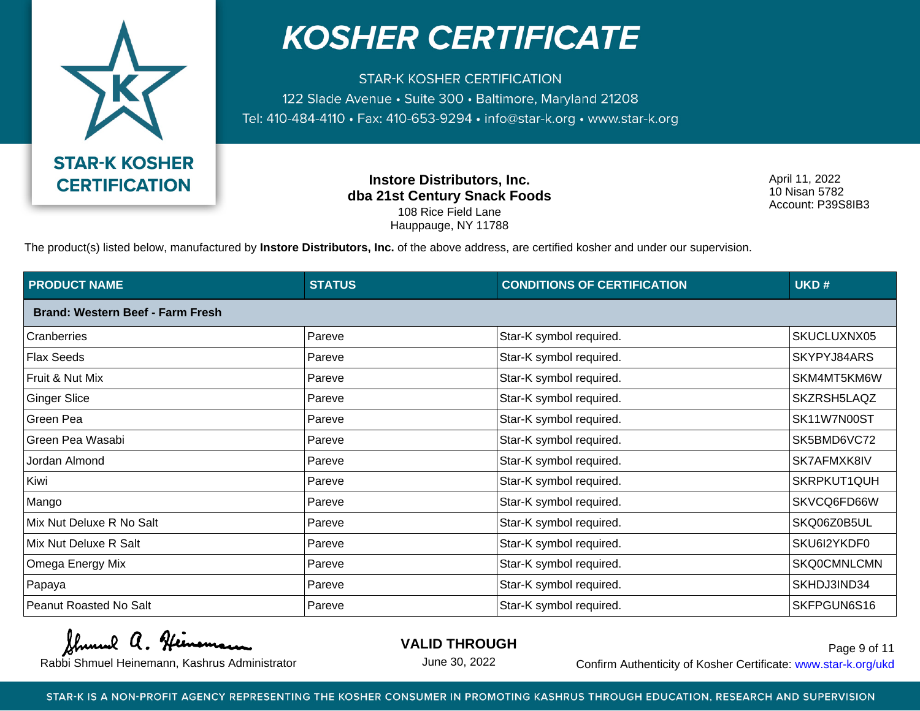# KOSHER CERTIFICATE

STAR-K KOSHER CERTIFICATION
122 Slade Avenue • Suite 300 • Baltimore, Maryland 21208
Tel: 410-484-4110 • Fax: 410-653-9294 • info@star-k.org • www.star-k.org

STAR-K KOSHER CERTIFICATION

**Instore Distributors, Inc.**
**dba 21st Century Snack Foods**
108 Rice Field Lane
Hauppauge, NY 11788

April 11, 2022
10 Nisan 5782
Account: P39S8IB3

The product(s) listed below, manufactured by **Instore Distributors, Inc.** of the above address, are certified kosher and under our supervision.

| PRODUCT NAME | STATUS | CONDITIONS OF CERTIFICATION | UKD # |
|---|---|---|---|
| **Brand: Western Beef - Farm Fresh** | | | |
| Cranberries | Pareve | Star-K symbol required. | SKUCLUXNX05 |
| Flax Seeds | Pareve | Star-K symbol required. | SKYPYJ84ARS |
| Fruit & Nut Mix | Pareve | Star-K symbol required. | SKM4MT5KM6W |
| Ginger Slice | Pareve | Star-K symbol required. | SKZRSH5LAQZ |
| Green Pea | Pareve | Star-K symbol required. | SK11W7N00ST |
| Green Pea Wasabi | Pareve | Star-K symbol required. | SK5BMD6VC72 |
| Jordan Almond | Pareve | Star-K symbol required. | SK7AFMXK8IV |
| Kiwi | Pareve | Star-K symbol required. | SKRPKUT1QUH |
| Mango | Pareve | Star-K symbol required. | SKVCQ6FD66W |
| Mix Nut Deluxe R No Salt | Pareve | Star-K symbol required. | SKQ06Z0B5UL |
| Mix Nut Deluxe R Salt | Pareve | Star-K symbol required. | SKU6I2YKDF0 |
| Omega Energy Mix | Pareve | Star-K symbol required. | SKQ0CMNLCMN |
| Papaya | Pareve | Star-K symbol required. | SKHDJ3IND34 |
| Peanut Roasted No Salt | Pareve | Star-K symbol required. | SKFPGUN6S16 |

Rabbi Shmuel Heinemann, Kashrus Administrator

**VALID THROUGH**
June 30, 2022

Confirm Authenticity of Kosher Certificate: www.star-k.org/ukd

STAR-K IS A NON-PROFIT AGENCY REPRESENTING THE KOSHER CONSUMER IN PROMOTING KASHRUS THROUGH EDUCATION, RESEARCH AND SUPERVISION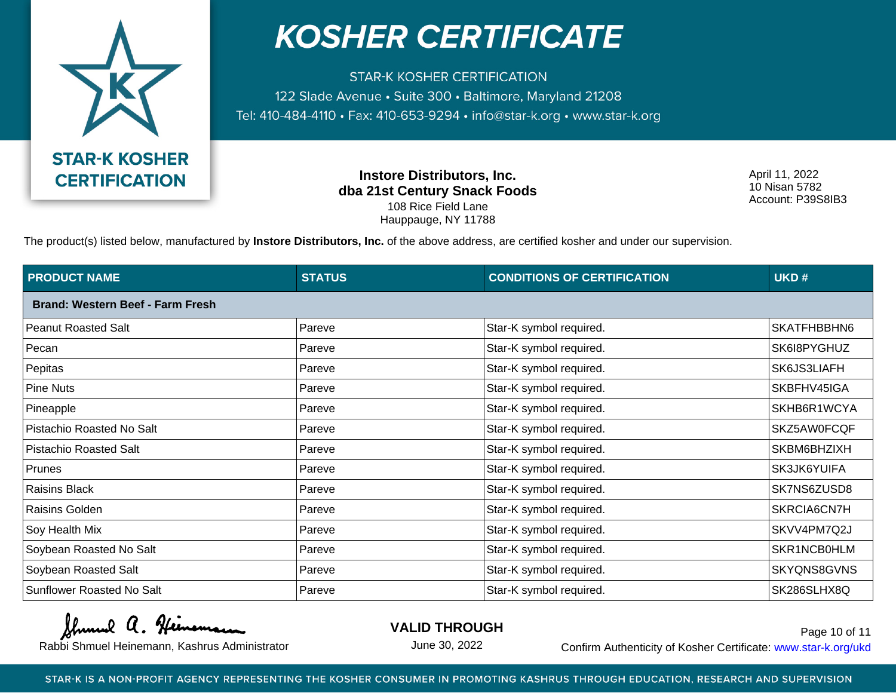# KOSHER CERTIFICATE

STAR-K KOSHER CERTIFICATION
122 Slade Avenue • Suite 300 • Baltimore, Maryland 21208
Tel: 410-484-4110 • Fax: 410-653-9294 • info@star-k.org • www.star-k.org

STAR-K KOSHER CERTIFICATION

**Instore Distributors, Inc.**
**dba 21st Century Snack Foods**
108 Rice Field Lane
Hauppauge, NY 11788

April 11, 2022
10 Nisan 5782
Account: P39S8IB3

The product(s) listed below, manufactured by **Instore Distributors, Inc.** of the above address, are certified kosher and under our supervision.

| PRODUCT NAME | STATUS | CONDITIONS OF CERTIFICATION | UKD # |
|---|---|---|---|
| **Brand: Western Beef - Farm Fresh** | | | |
| Peanut Roasted Salt | Pareve | Star-K symbol required. | SKATFHBBHN6 |
| Pecan | Pareve | Star-K symbol required. | SK6I8PYGHUZ |
| Pepitas | Pareve | Star-K symbol required. | SK6JS3LIAFH |
| Pine Nuts | Pareve | Star-K symbol required. | SKBFHV45IGA |
| Pineapple | Pareve | Star-K symbol required. | SKHB6R1WCYA |
| Pistachio Roasted No Salt | Pareve | Star-K symbol required. | SKZ5AW0FCQF |
| Pistachio Roasted Salt | Pareve | Star-K symbol required. | SKBM6BHZIXH |
| Prunes | Pareve | Star-K symbol required. | SK3JK6YUIFA |
| Raisins Black | Pareve | Star-K symbol required. | SK7NS6ZUSD8 |
| Raisins Golden | Pareve | Star-K symbol required. | SKRCIA6CN7H |
| Soy Health Mix | Pareve | Star-K symbol required. | SKVV4PM7Q2J |
| Soybean Roasted No Salt | Pareve | Star-K symbol required. | SKR1NCB0HLM |
| Soybean Roasted Salt | Pareve | Star-K symbol required. | SKYQNS8GVNS |
| Sunflower Roasted No Salt | Pareve | Star-K symbol required. | SK286SLHX8Q |

Rabbi Shmuel Heinemann, Kashrus Administrator

**VALID THROUGH**
June 30, 2022

Confirm Authenticity of Kosher Certificate: www.star-k.org/ukd

STAR-K IS A NON-PROFIT AGENCY REPRESENTING THE KOSHER CONSUMER IN PROMOTING KASHRUS THROUGH EDUCATION, RESEARCH AND SUPERVISION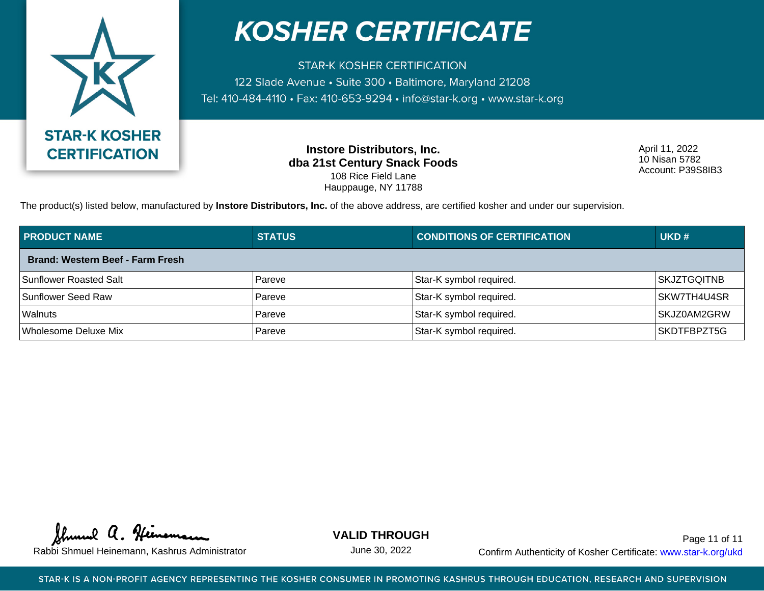# KOSHER CERTIFICATE

STAR-K KOSHER CERTIFICATION
122 Slade Avenue • Suite 300 • Baltimore, Maryland 21208
Tel: 410-484-4110 • Fax: 410-653-9294 • info@star-k.org • www.star-k.org

STAR-K KOSHER CERTIFICATION

**Instore Distributors, Inc.**
**dba 21st Century Snack Foods**
108 Rice Field Lane
Hauppauge, NY 11788

April 11, 2022
10 Nisan 5782
Account: P39S8IB3

The product(s) listed below, manufactured by **Instore Distributors, Inc.** of the above address, are certified kosher and under our supervision.

| PRODUCT NAME | STATUS | CONDITIONS OF CERTIFICATION | UKD # |
|---|---|---|---|
| **Brand: Western Beef - Farm Fresh** | | | |
| Sunflower Roasted Salt | Pareve | Star-K symbol required. | SKJZTGQITNB |
| Sunflower Seed Raw | Pareve | Star-K symbol required. | SKW7TH4U4SR |
| Walnuts | Pareve | Star-K symbol required. | SKJZ0AM2GRW |
| Wholesome Deluxe Mix | Pareve | Star-K symbol required. | SKDTFBPZT5G |

Rabbi Shmuel Heinemann, Kashrus Administrator

**VALID THROUGH**
June 30, 2022

Confirm Authenticity of Kosher Certificate: www.star-k.org/ukd

STAR-K IS A NON-PROFIT AGENCY REPRESENTING THE KOSHER CONSUMER IN PROMOTING KASHRUS THROUGH EDUCATION, RESEARCH AND SUPERVISION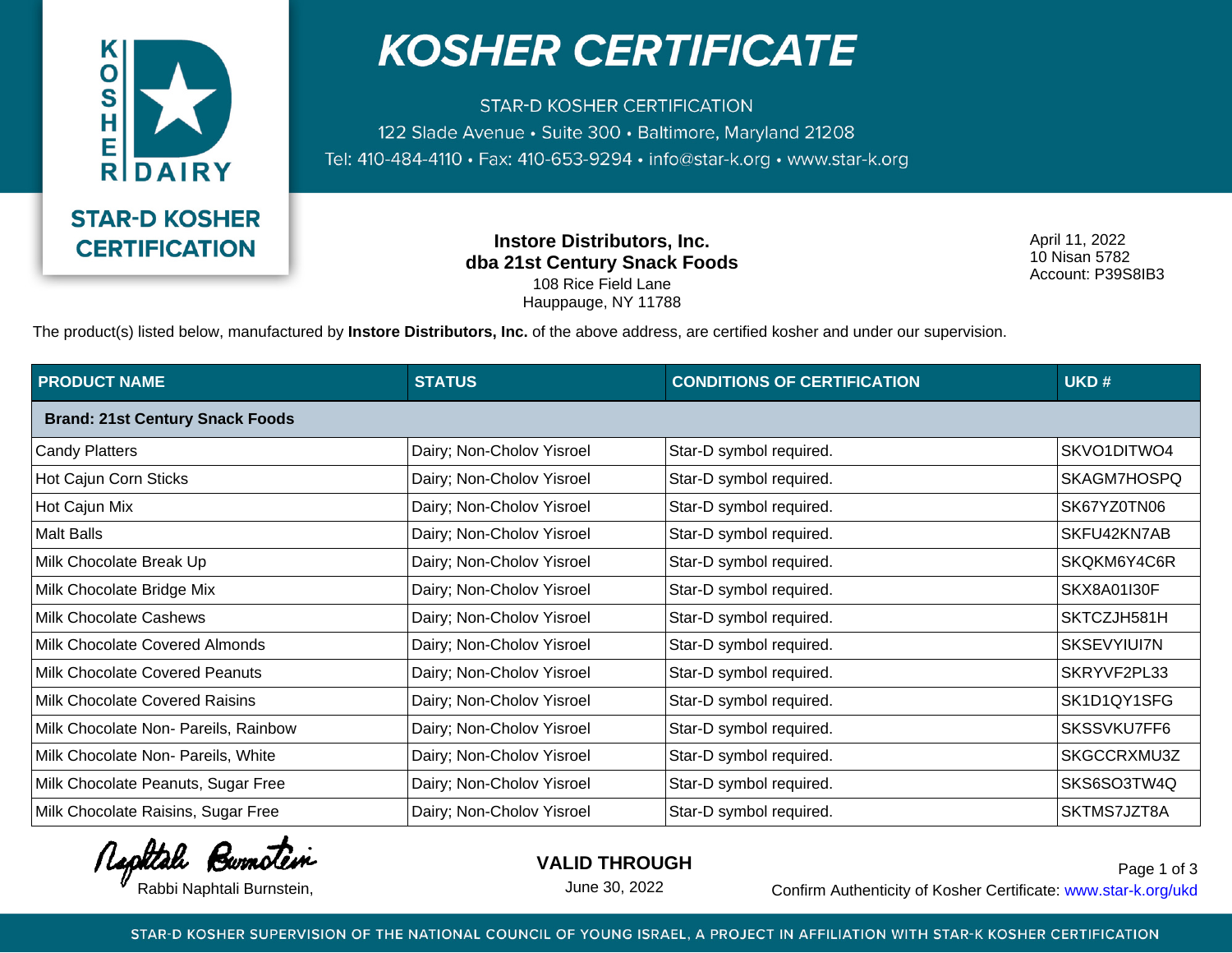# KOSHER CERTIFICATE

STAR-D KOSHER CERTIFICATION
122 Slade Avenue • Suite 300 • Baltimore, Maryland 21208
Tel: 410-484-4110 • Fax: 410-653-9294 • info@star-k.org • www.star-k.org

STAR-D KOSHER CERTIFICATION

**Instore Distributors, Inc.**
**dba 21st Century Snack Foods**
108 Rice Field Lane
Hauppauge, NY 11788

April 11, 2022
10 Nisan 5782
Account: P39S8IB3

The product(s) listed below, manufactured by **Instore Distributors, Inc.** of the above address, are certified kosher and under our supervision.

| PRODUCT NAME | STATUS | CONDITIONS OF CERTIFICATION | UKD # |
|---|---|---|---|
| **Brand: 21st Century Snack Foods** | | | |
| Candy Platters | Dairy; Non-Cholov Yisroel | Star-D symbol required. | SKVO1DITWO4 |
| Hot Cajun Corn Sticks | Dairy; Non-Cholov Yisroel | Star-D symbol required. | SKAGM7HOSPQ |
| Hot Cajun Mix | Dairy; Non-Cholov Yisroel | Star-D symbol required. | SK67YZ0TN06 |
| Malt Balls | Dairy; Non-Cholov Yisroel | Star-D symbol required. | SKFU42KN7AB |
| Milk Chocolate Break Up | Dairy; Non-Cholov Yisroel | Star-D symbol required. | SKQKM6Y4C6R |
| Milk Chocolate Bridge Mix | Dairy; Non-Cholov Yisroel | Star-D symbol required. | SKX8A01I30F |
| Milk Chocolate Cashews | Dairy; Non-Cholov Yisroel | Star-D symbol required. | SKTCZJH581H |
| Milk Chocolate Covered Almonds | Dairy; Non-Cholov Yisroel | Star-D symbol required. | SKSEVYIUI7N |
| Milk Chocolate Covered Peanuts | Dairy; Non-Cholov Yisroel | Star-D symbol required. | SKRYVF2PL33 |
| Milk Chocolate Covered Raisins | Dairy; Non-Cholov Yisroel | Star-D symbol required. | SK1D1QY1SFG |
| Milk Chocolate Non- Pareils, Rainbow | Dairy; Non-Cholov Yisroel | Star-D symbol required. | SKSSVKU7FF6 |
| Milk Chocolate Non- Pareils, White | Dairy; Non-Cholov Yisroel | Star-D symbol required. | SKGCCRXMU3Z |
| Milk Chocolate Peanuts, Sugar Free | Dairy; Non-Cholov Yisroel | Star-D symbol required. | SKS6SO3TW4Q |
| Milk Chocolate Raisins, Sugar Free | Dairy; Non-Cholov Yisroel | Star-D symbol required. | SKTMS7JZT8A |

Rabbi Naphtali Burnstein,

**VALID THROUGH**
June 30, 2022

Confirm Authenticity of Kosher Certificate: www.star-k.org/ukd

STAR-D KOSHER SUPERVISION OF THE NATIONAL COUNCIL OF YOUNG ISRAEL, A PROJECT IN AFFILIATION WITH STAR-K KOSHER CERTIFICATION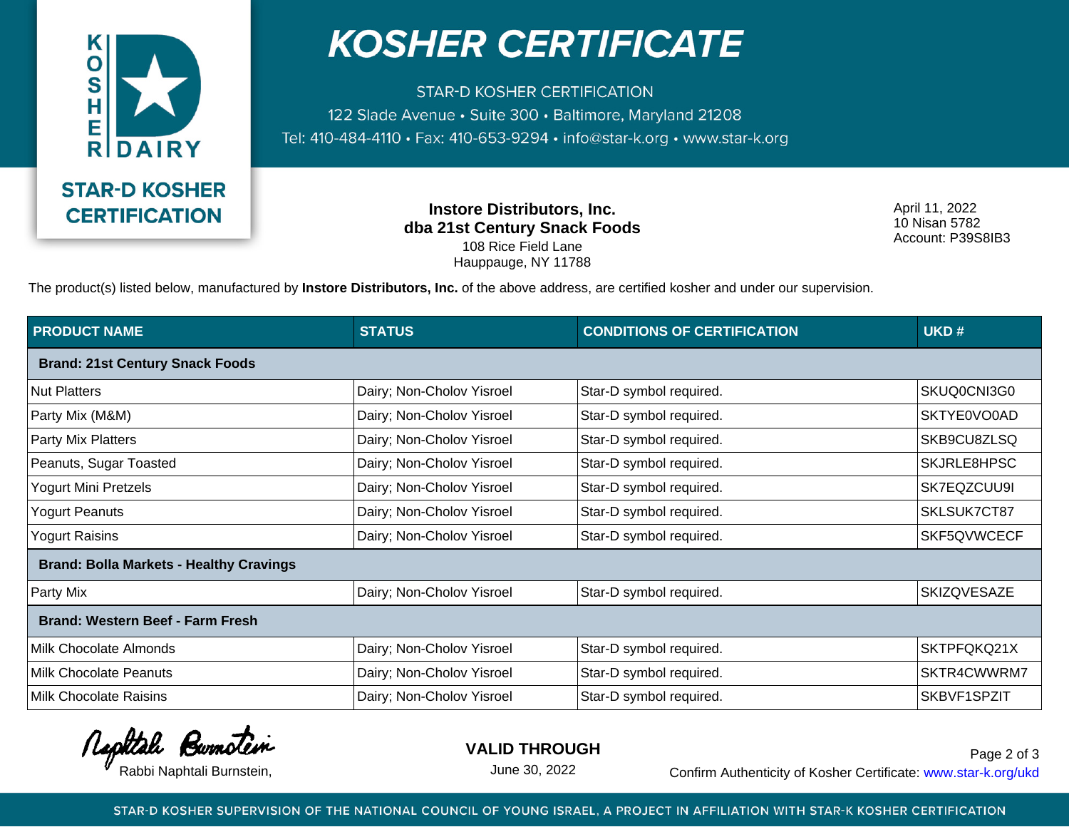# KOSHER CERTIFICATE

STAR-D KOSHER CERTIFICATION
122 Slade Avenue • Suite 300 • Baltimore, Maryland 21208
Tel: 410-484-4110 • Fax: 410-653-9294 • info@star-k.org • www.star-k.org

KOSHER DAIRY

**STAR-D KOSHER CERTIFICATION**

**Instore Distributors, Inc.**
**dba 21st Century Snack Foods**
108 Rice Field Lane
Hauppauge, NY 11788

April 11, 2022
10 Nisan 5782
Account: P39S8IB3

The product(s) listed below, manufactured by **Instore Distributors, Inc.** of the above address, are certified kosher and under our supervision.

| PRODUCT NAME | STATUS | CONDITIONS OF CERTIFICATION | UKD # |
|---|---|---|---|
| **Brand: 21st Century Snack Foods** | | | |
| Nut Platters | Dairy; Non-Cholov Yisroel | Star-D symbol required. | SKUQ0CNI3G0 |
| Party Mix (M&M) | Dairy; Non-Cholov Yisroel | Star-D symbol required. | SKTYE0VO0AD |
| Party Mix Platters | Dairy; Non-Cholov Yisroel | Star-D symbol required. | SKB9CU8ZLSQ |
| Peanuts, Sugar Toasted | Dairy; Non-Cholov Yisroel | Star-D symbol required. | SKJRLE8HPSC |
| Yogurt Mini Pretzels | Dairy; Non-Cholov Yisroel | Star-D symbol required. | SK7EQZCUU9I |
| Yogurt Peanuts | Dairy; Non-Cholov Yisroel | Star-D symbol required. | SKLSUK7CT87 |
| Yogurt Raisins | Dairy; Non-Cholov Yisroel | Star-D symbol required. | SKF5QVWCECF |
| **Brand: Bolla Markets - Healthy Cravings** | | | |
| Party Mix | Dairy; Non-Cholov Yisroel | Star-D symbol required. | SKIZQVESAZE |
| **Brand: Western Beef - Farm Fresh** | | | |
| Milk Chocolate Almonds | Dairy; Non-Cholov Yisroel | Star-D symbol required. | SKTPFQKQ21X |
| Milk Chocolate Peanuts | Dairy; Non-Cholov Yisroel | Star-D symbol required. | SKTR4CWWRM7 |
| Milk Chocolate Raisins | Dairy; Non-Cholov Yisroel | Star-D symbol required. | SKBVF1SPZIT |

Rabbi Naphtali Burnstein,

**VALID THROUGH**
June 30, 2022

Confirm Authenticity of Kosher Certificate: www.star-k.org/ukd

STAR-D KOSHER SUPERVISION OF THE NATIONAL COUNCIL OF YOUNG ISRAEL, A PROJECT IN AFFILIATION WITH STAR-K KOSHER CERTIFICATION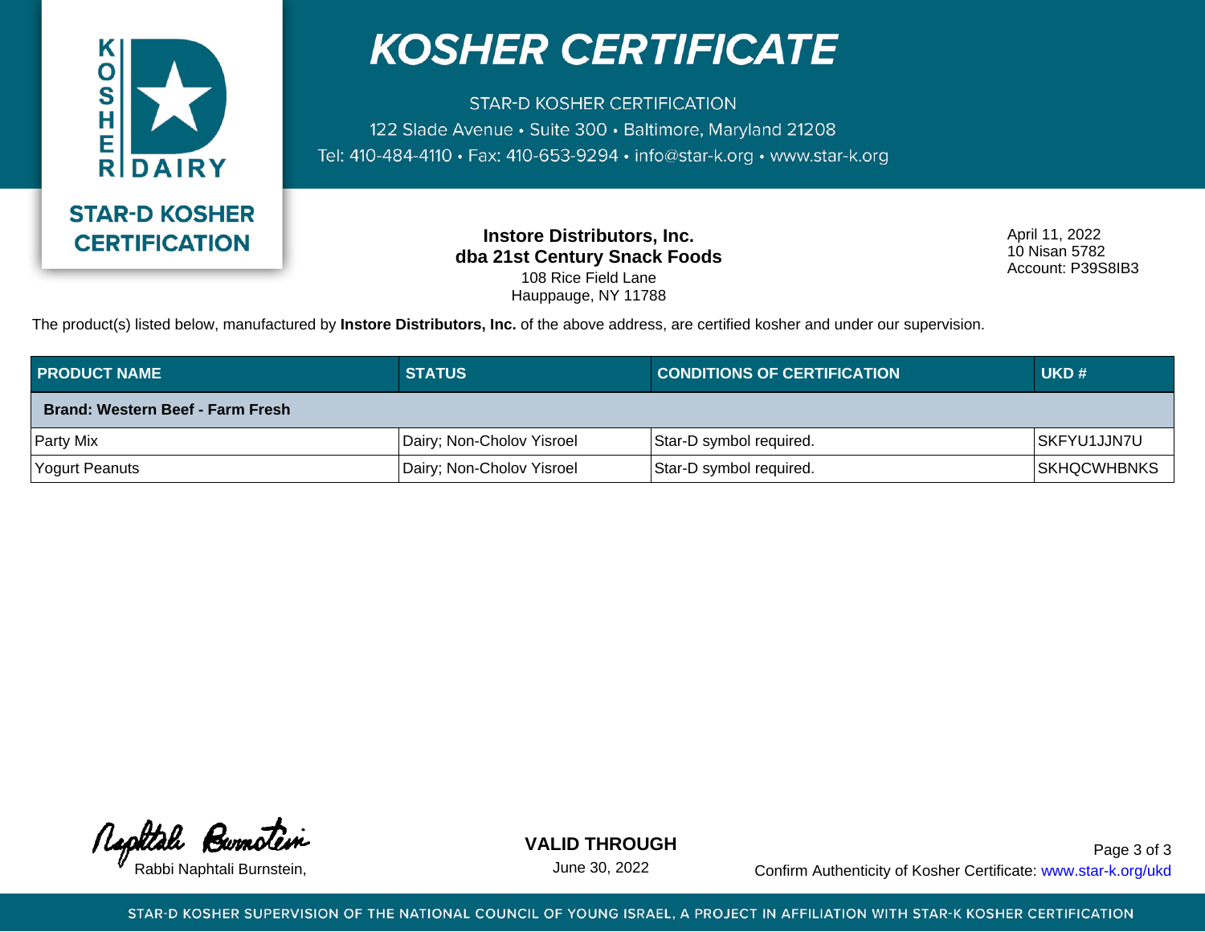# KOSHER CERTIFICATE

STAR-D KOSHER CERTIFICATION
122 Slade Avenue • Suite 300 • Baltimore, Maryland 21208
Tel: 410-484-4110 • Fax: 410-653-9294 • info@star-k.org • www.star-k.org

KOSHER DAIRY

STAR-D KOSHER CERTIFICATION

**Instore Distributors, Inc.**
**dba 21st Century Snack Foods**
108 Rice Field Lane
Hauppauge, NY 11788

April 11, 2022
10 Nisan 5782
Account: P39S8IB3

The product(s) listed below, manufactured by **Instore Distributors, Inc.** of the above address, are certified kosher and under our supervision.

| PRODUCT NAME | STATUS | CONDITIONS OF CERTIFICATION | UKD # |
|---|---|---|---|
| **Brand: Western Beef - Farm Fresh** | | | |
| Party Mix | Dairy; Non-Cholov Yisroel | Star-D symbol required. | SKFYU1JJN7U |
| Yogurt Peanuts | Dairy; Non-Cholov Yisroel | Star-D symbol required. | SKHQCWHBNKS |

Rabbi Naphtali Burnstein,

**VALID THROUGH**
June 30, 2022

Confirm Authenticity of Kosher Certificate: www.star-k.org/ukd

STAR-D KOSHER SUPERVISION OF THE NATIONAL COUNCIL OF YOUNG ISRAEL, A PROJECT IN AFFILIATION WITH STAR-K KOSHER CERTIFICATION